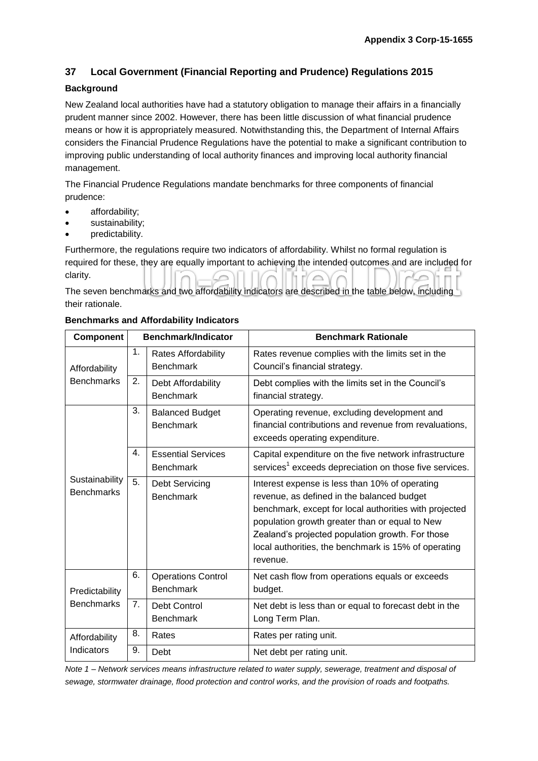## 37 Local Government (Financial Reporting and Prudence) Regulations 2015

### Background

New Zealand local authorities have had a statutory obligation to manage their affairs in a financially prudent manner since 2002. However, there has been little discussion of what financial prudence means or how it is appropriately measured. Notwithstanding this, the Department of Internal Affairs considers the Financial Prudence Regulations have the potential to make a significant contribution to improving public understanding of local authority finances and improving local authority financial management.

The Financial Prudence Regulations mandate benchmarks for three components of financial prudence:

- affordability;
- sustainability;
- predictability.

Furthermore, the regulations require two indicators of affordability. Whilst no formal regulation is required for these, they are equally important to achieving the intended outcomes and are included for clarity.

The seven benchmarks and two affordability indicators are described in the table below, including their rationale.

**Benchmarks and Affordability Indicators**

| Component | | Benchmark/Indicator | Benchmark Rationale |
|---|---|---|---|
| Affordability Benchmarks | 1. | Rates Affordability Benchmark | Rates revenue complies with the limits set in the Council's financial strategy. |
| | 2. | Debt Affordability Benchmark | Debt complies with the limits set in the Council's financial strategy. |
| Sustainability Benchmarks | 3. | Balanced Budget Benchmark | Operating revenue, excluding development and financial contributions and revenue from revaluations, exceeds operating expenditure. |
| | 4. | Essential Services Benchmark | Capital expenditure on the five network infrastructure services[1] exceeds depreciation on those five services. |
| | 5. | Debt Servicing Benchmark | Interest expense is less than 10% of operating revenue, as defined in the balanced budget benchmark, except for local authorities with projected population growth greater than or equal to New Zealand's projected population growth. For those local authorities, the benchmark is 15% of operating revenue. |
| Predictability Benchmarks | 6. | Operations Control Benchmark | Net cash flow from operations equals or exceeds budget. |
| | 7. | Debt Control Benchmark | Net debt is less than or equal to forecast debt in the Long Term Plan. |
| Affordability Indicators | 8. | Rates | Rates per rating unit. |
| | 9. | Debt | Net debt per rating unit. |

*Note 1 – Network services means infrastructure related to water supply, sewerage, treatment and disposal of sewage, stormwater drainage, flood protection and control works, and the provision of roads and footpaths.*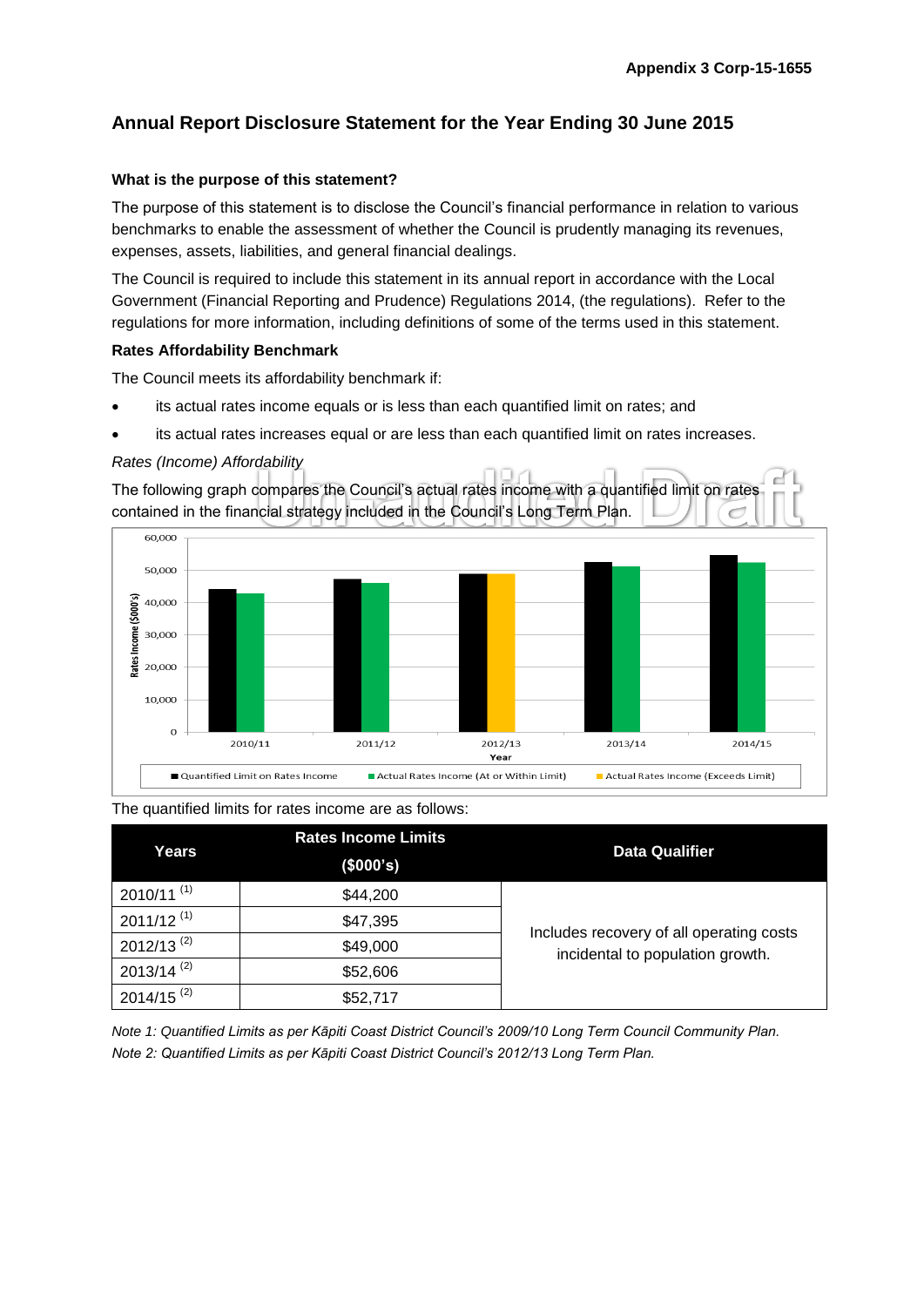## Annual Report Disclosure Statement for the Year Ending 30 June 2015

### What is the purpose of this statement?

The purpose of this statement is to disclose the Council's financial performance in relation to various benchmarks to enable the assessment of whether the Council is prudently managing its revenues, expenses, assets, liabilities, and general financial dealings.

The Council is required to include this statement in its annual report in accordance with the Local Government (Financial Reporting and Prudence) Regulations 2014, (the regulations). Refer to the regulations for more information, including definitions of some of the terms used in this statement.

### Rates Affordability Benchmark

The Council meets its affordability benchmark if:

- its actual rates income equals or is less than each quantified limit on rates; and
- its actual rates increases equal or are less than each quantified limit on rates increases.

*Rates (Income) Affordability*

The following graph compares the Council's actual rates income with a quantified limit on rates contained in the financial strategy included in the Council's Long Term Plan.

The quantified limits for rates income are as follows:

| Years | Rates Income Limits ($000's) | Data Qualifier |
|---|---|---|
| 2010/11 [1] | $44,200 | Includes recovery of all operating costs incidental to population growth. |
| 2011/12 [1] | $47,395 | |
| 2012/13 [2] | $49,000 | |
| 2013/14 [2] | $52,606 | |
| 2014/15 [2] | $52,717 | |

*Note 1: Quantified Limits as per Kāpiti Coast District Council's 2009/10 Long Term Council Community Plan.*

*Note 2: Quantified Limits as per Kāpiti Coast District Council's 2012/13 Long Term Plan.*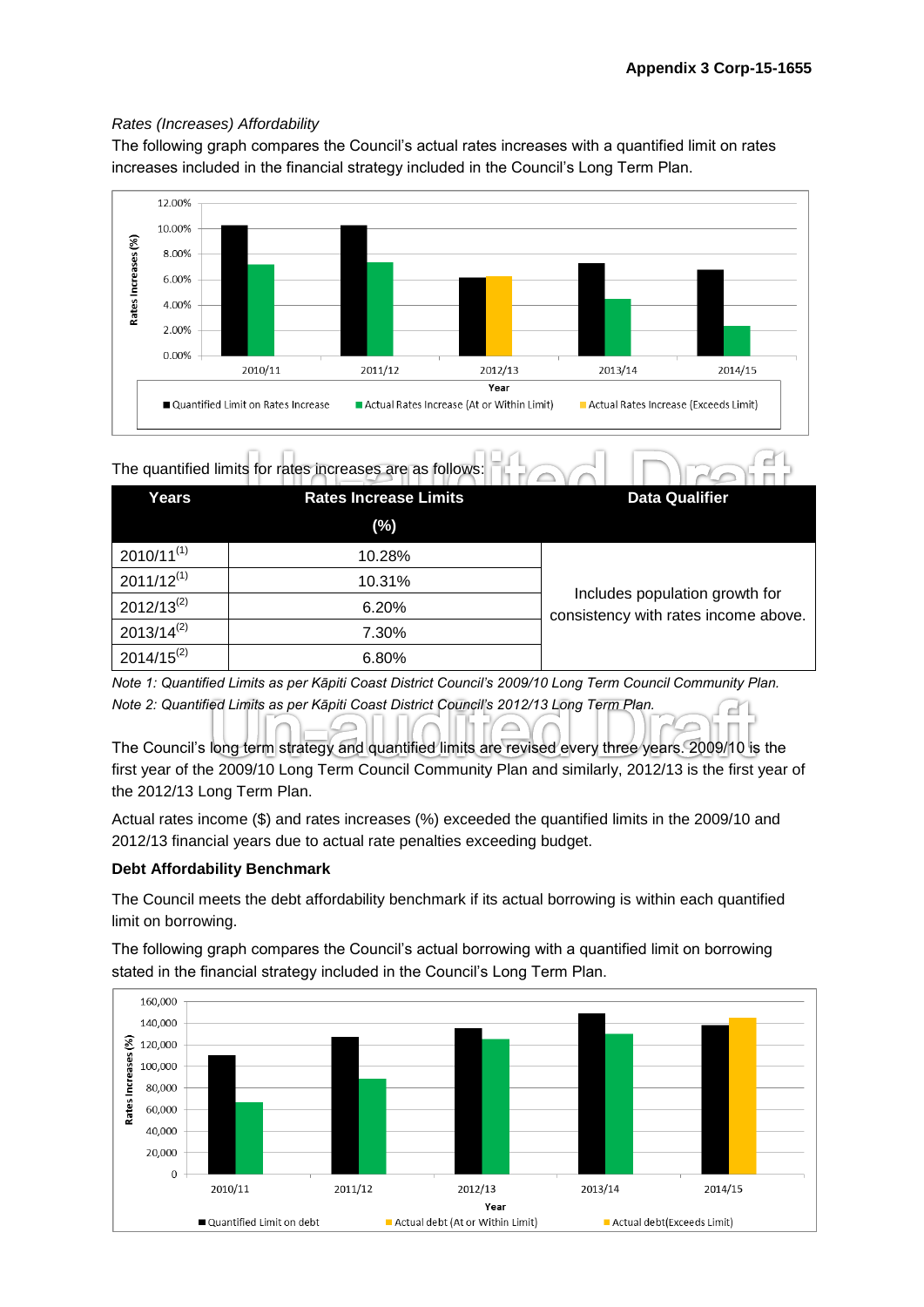*Rates (Increases) Affordability*

The following graph compares the Council's actual rates increases with a quantified limit on rates increases included in the financial strategy included in the Council's Long Term Plan.

The quantified limits for rates increases are as follows:

| Years | Rates Increase Limits (%) | Data Qualifier |
|---|---|---|
| 2010/11[1] | 10.28% | Includes population growth for consistency with rates income above. |
| 2011/12[1] | 10.31% | |
| 2012/13[2] | 6.20% | |
| 2013/14[2] | 7.30% | |
| 2014/15[2] | 6.80% | |

*Note 1: Quantified Limits as per Kāpiti Coast District Council's 2009/10 Long Term Council Community Plan.*

*Note 2: Quantified Limits as per Kāpiti Coast District Council's 2012/13 Long Term Plan.*

The Council's long term strategy and quantified limits are revised every three years. 2009/10 is the first year of the 2009/10 Long Term Council Community Plan and similarly, 2012/13 is the first year of the 2012/13 Long Term Plan.

Actual rates income ($) and rates increases (%) exceeded the quantified limits in the 2009/10 and 2012/13 financial years due to actual rate penalties exceeding budget.

**Debt Affordability Benchmark**

The Council meets the debt affordability benchmark if its actual borrowing is within each quantified limit on borrowing.

The following graph compares the Council's actual borrowing with a quantified limit on borrowing stated in the financial strategy included in the Council's Long Term Plan.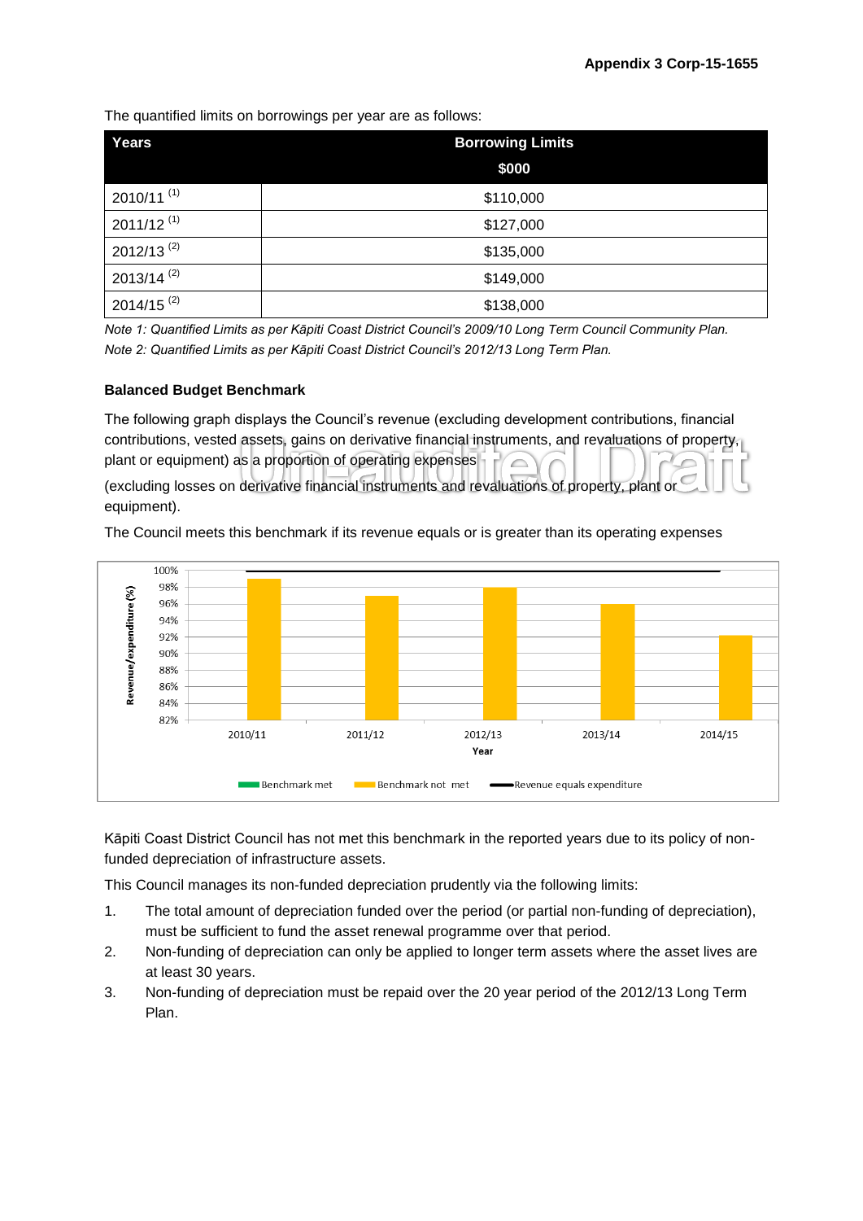The quantified limits on borrowings per year are as follows:

| Years | Borrowing Limits $000 |
|---|---|
| 2010/11 [1] | $110,000 |
| 2011/12 [1] | $127,000 |
| 2012/13 [2] | $135,000 |
| 2013/14 [2] | $149,000 |
| 2014/15 [2] | $138,000 |

*Note 1: Quantified Limits as per Kāpiti Coast District Council's 2009/10 Long Term Council Community Plan.*
*Note 2: Quantified Limits as per Kāpiti Coast District Council's 2012/13 Long Term Plan.*

**Balanced Budget Benchmark**

The following graph displays the Council's revenue (excluding development contributions, financial contributions, vested assets, gains on derivative financial instruments, and revaluations of property, plant or equipment) as a proportion of operating expenses (excluding losses on derivative financial instruments and revaluations of property, plant or equipment).

The Council meets this benchmark if its revenue equals or is greater than its operating expenses

Kāpiti Coast District Council has not met this benchmark in the reported years due to its policy of non-funded depreciation of infrastructure assets.

This Council manages its non-funded depreciation prudently via the following limits:

1. The total amount of depreciation funded over the period (or partial non-funding of depreciation), must be sufficient to fund the asset renewal programme over that period.
2. Non-funding of depreciation can only be applied to longer term assets where the asset lives are at least 30 years.
3. Non-funding of depreciation must be repaid over the 20 year period of the 2012/13 Long Term Plan.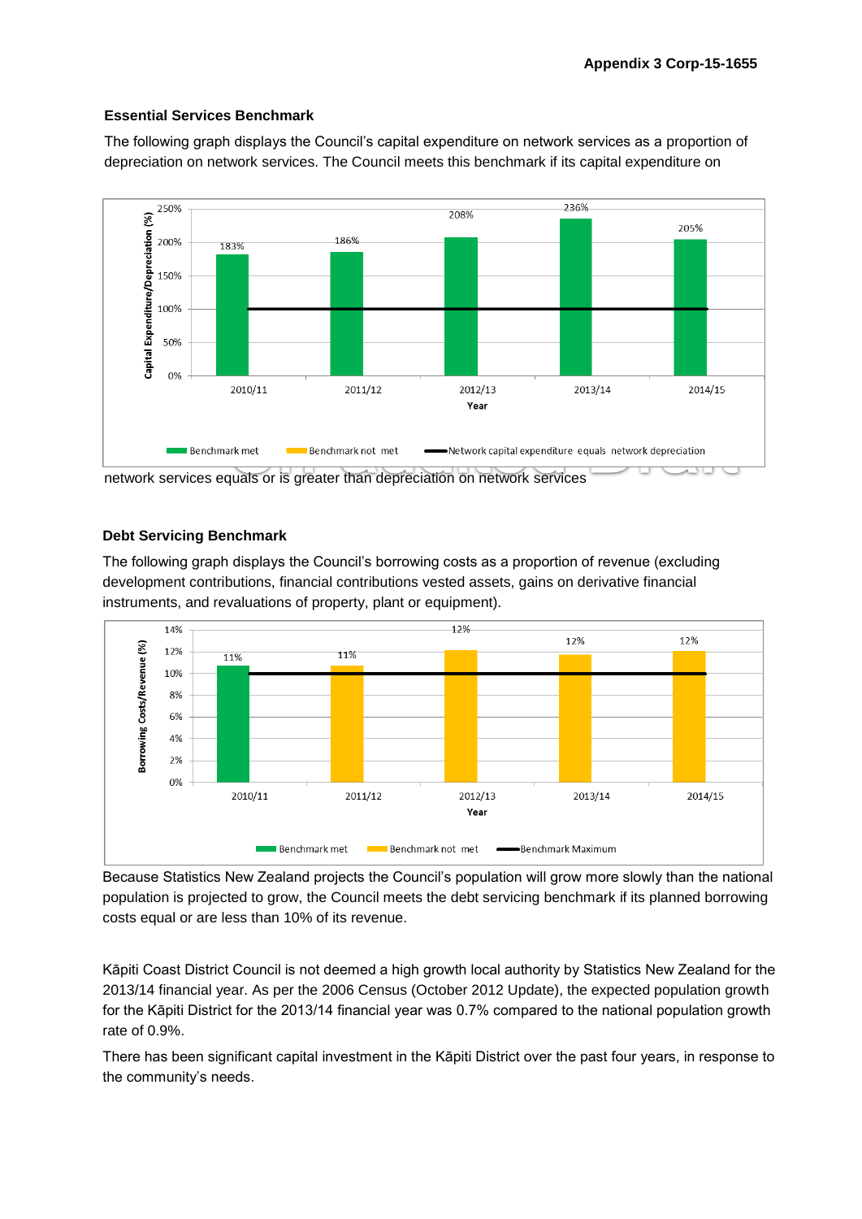### Essential Services Benchmark

The following graph displays the Council's capital expenditure on network services as a proportion of depreciation on network services. The Council meets this benchmark if its capital expenditure on network services equals or is greater than depreciation on network services

| Year | Capital Expenditure/Depreciation (%) | Status |
|---|---|---|
| 2010/11 | 183% | Benchmark met |
| 2011/12 | 186% | Benchmark met |
| 2012/13 | 208% | Benchmark met |
| 2013/14 | 236% | Benchmark met |
| 2014/15 | 205% | Benchmark met |

Benchmark line: Network capital expenditure equals network depreciation (100%)

### Debt Servicing Benchmark

The following graph displays the Council's borrowing costs as a proportion of revenue (excluding development contributions, financial contributions vested assets, gains on derivative financial instruments, and revaluations of property, plant or equipment).

| Year | Borrowing Costs/Revenue (%) | Status |
|---|---|---|
| 2010/11 | 11% | Benchmark met |
| 2011/12 | 11% | Benchmark not met |
| 2012/13 | 12% | Benchmark not met |
| 2013/14 | 12% | Benchmark not met |
| 2014/15 | 12% | Benchmark not met |

Benchmark Maximum: 10%

Because Statistics New Zealand projects the Council's population will grow more slowly than the national population is projected to grow, the Council meets the debt servicing benchmark if its planned borrowing costs equal or are less than 10% of its revenue.

Kāpiti Coast District Council is not deemed a high growth local authority by Statistics New Zealand for the 2013/14 financial year. As per the 2006 Census (October 2012 Update), the expected population growth for the Kāpiti District for the 2013/14 financial year was 0.7% compared to the national population growth rate of 0.9%.

There has been significant capital investment in the Kāpiti District over the past four years, in response to the community's needs.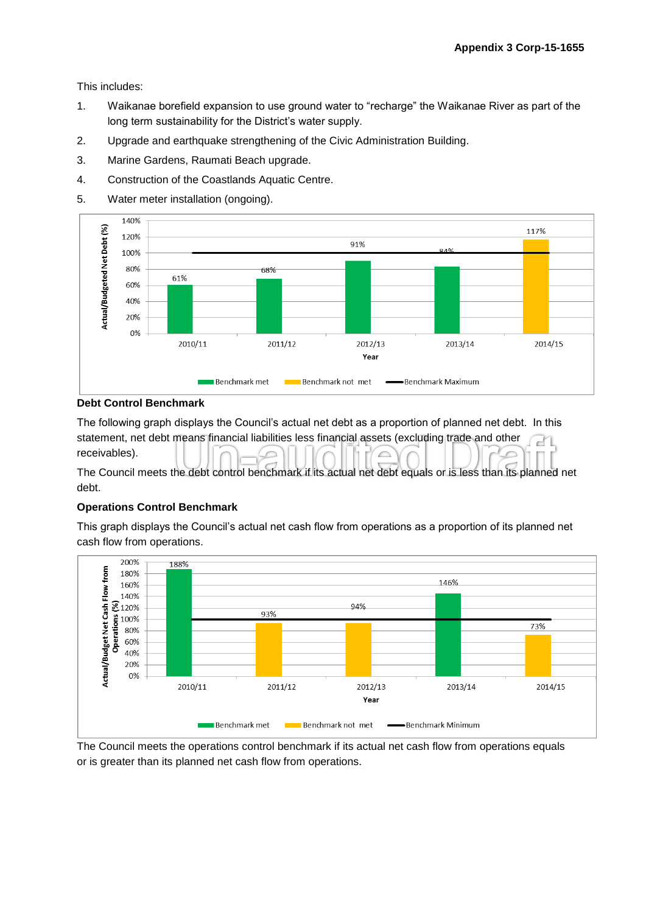This includes:

1. Waikanae borefield expansion to use ground water to "recharge" the Waikanae River as part of the long term sustainability for the District's water supply.
2. Upgrade and earthquake strengthening of the Civic Administration Building.
3. Marine Gardens, Raumati Beach upgrade.
4. Construction of the Coastlands Aquatic Centre.
5. Water meter installation (ongoing).

| Year | Actual/Budgeted Net Debt (%) | Status |
|---|---|---|
| 2010/11 | 61% | Benchmark met |
| 2011/12 | 68% | Benchmark met |
| 2012/13 | 91% | Benchmark met |
| 2013/14 | 84% | Benchmark met |
| 2014/15 | 117% | Benchmark not met |

Benchmark Maximum: 100%

**Debt Control Benchmark**

The following graph displays the Council's actual net debt as a proportion of planned net debt. In this statement, net debt means financial liabilities less financial assets (excluding trade and other receivables).

The Council meets the debt control benchmark if its actual net debt equals or is less than its planned net debt.

**Operations Control Benchmark**

This graph displays the Council's actual net cash flow from operations as a proportion of its planned net cash flow from operations.

| Year | Actual/Budget Net Cash Flow from Operations (%) | Status |
|---|---|---|
| 2010/11 | 188% | Benchmark met |
| 2011/12 | 93% | Benchmark not met |
| 2012/13 | 94% | Benchmark not met |
| 2013/14 | 146% | Benchmark met |
| 2014/15 | 73% | Benchmark not met |

Benchmark Minimum: 100%

The Council meets the operations control benchmark if its actual net cash flow from operations equals or is greater than its planned net cash flow from operations.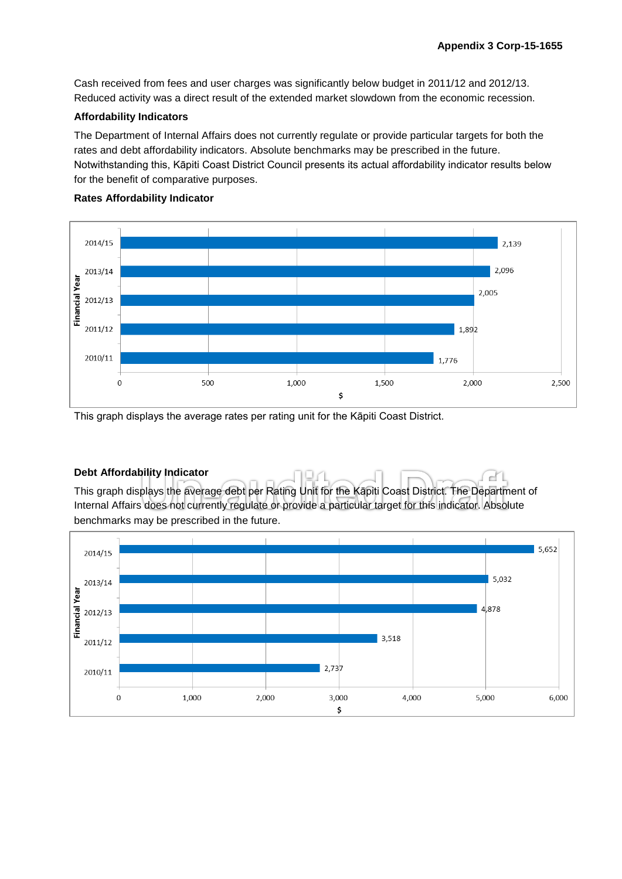Cash received from fees and user charges was significantly below budget in 2011/12 and 2012/13. Reduced activity was a direct result of the extended market slowdown from the economic recession.

### Affordability Indicators

The Department of Internal Affairs does not currently regulate or provide particular targets for both the rates and debt affordability indicators. Absolute benchmarks may be prescribed in the future. Notwithstanding this, Kāpiti Coast District Council presents its actual affordability indicator results below for the benefit of comparative purposes.

### Rates Affordability Indicator

Financial Year

2014/15
2,139

2013/14
2,096

2012/13
2,005

2011/12
1,892

2010/11
1,776

0 500 1,000 1,500 2,000 2,500

$

This graph displays the average rates per rating unit for the Kāpiti Coast District.

### Debt Affordability Indicator

This graph displays the average debt per Rating Unit for the Kāpiti Coast District. The Department of Internal Affairs does not currently regulate or provide a particular target for this indicator. Absolute benchmarks may be prescribed in the future.

Financial Year

2014/15
5,652

2013/14
5,032

2012/13
4,878

2011/12
3,518

2010/11
2,737

0 1,000 2,000 3,000 4,000 5,000 6,000

$

Un-audited Draft